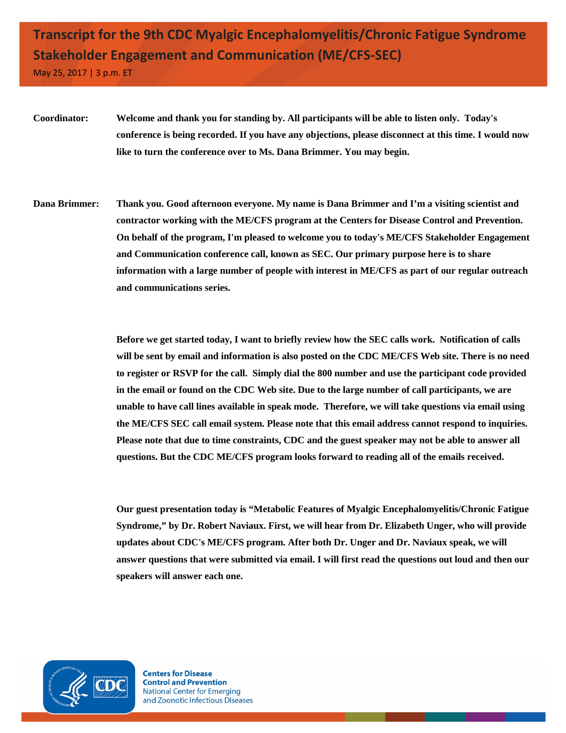# Transcript for the 9th CDC Myalgic Encephalomyelitis/Chronic Fatigue Syndrome Stakeholder Engagement and Communication (ME/CFS-SEC)

May 25, 2017 | 3 p.m. ET

**Coordinator:** Welcome and thank you for standing by. All participants will be able to listen only. Today's conference is being recorded. If you have any objections, please disconnect at this time. I would now like to turn the conference over to Ms. Dana Brimmer. You may begin.

**Dana Brimmer:** Thank you. Good afternoon everyone. My name is Dana Brimmer and I'm a visiting scientist and contractor working with the ME/CFS program at the Centers for Disease Control and Prevention. On behalf of the program, I'm pleased to welcome you to today's ME/CFS Stakeholder Engagement and Communication conference call, known as SEC. Our primary purpose here is to share information with a large number of people with interest in ME/CFS as part of our regular outreach and communications series.

Before we get started today, I want to briefly review how the SEC calls work. Notification of calls will be sent by email and information is also posted on the CDC ME/CFS Web site. There is no need to register or RSVP for the call. Simply dial the 800 number and use the participant code provided in the email or found on the CDC Web site. Due to the large number of call participants, we are unable to have call lines available in speak mode. Therefore, we will take questions via email using the ME/CFS SEC call email system. Please note that this email address cannot respond to inquiries. Please note that due to time constraints, CDC and the guest speaker may not be able to answer all questions. But the CDC ME/CFS program looks forward to reading all of the emails received.

Our guest presentation today is "Metabolic Features of Myalgic Encephalomyelitis/Chronic Fatigue Syndrome," by Dr. Robert Naviaux. First, we will hear from Dr. Elizabeth Unger, who will provide updates about CDC's ME/CFS program. After both Dr. Unger and Dr. Naviaux speak, we will answer questions that were submitted via email. I will first read the questions out loud and then our speakers will answer each one.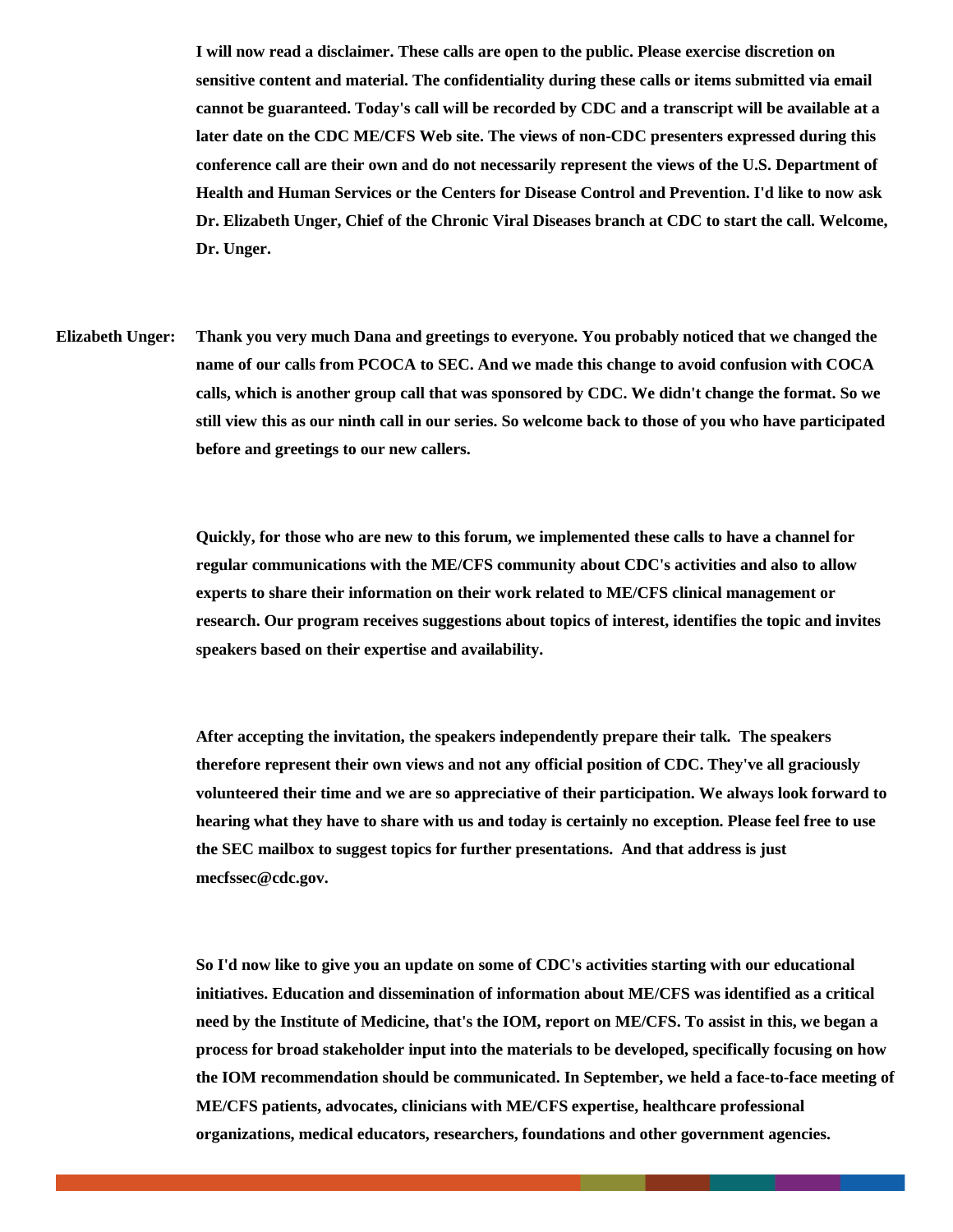**I will now read a disclaimer. These calls are open to the public. Please exercise discretion on sensitive content and material. The confidentiality during these calls or items submitted via email cannot be guaranteed. Today's call will be recorded by CDC and a transcript will be available at a later date on the CDC ME/CFS Web site. The views of non-CDC presenters expressed during this conference call are their own and do not necessarily represent the views of the U.S. Department of Health and Human Services or the Centers for Disease Control and Prevention. I'd like to now ask Dr. Elizabeth Unger, Chief of the Chronic Viral Diseases branch at CDC to start the call. Welcome, Dr. Unger.**

**Elizabeth Unger:** **Thank you very much Dana and greetings to everyone. You probably noticed that we changed the name of our calls from PCOCA to SEC. And we made this change to avoid confusion with COCA calls, which is another group call that was sponsored by CDC. We didn't change the format. So we still view this as our ninth call in our series. So welcome back to those of you who have participated before and greetings to our new callers.**

**Quickly, for those who are new to this forum, we implemented these calls to have a channel for regular communications with the ME/CFS community about CDC's activities and also to allow experts to share their information on their work related to ME/CFS clinical management or research. Our program receives suggestions about topics of interest, identifies the topic and invites speakers based on their expertise and availability.**

**After accepting the invitation, the speakers independently prepare their talk. The speakers therefore represent their own views and not any official position of CDC. They've all graciously volunteered their time and we are so appreciative of their participation. We always look forward to hearing what they have to share with us and today is certainly no exception. Please feel free to use the SEC mailbox to suggest topics for further presentations. And that address is just mecfssec@cdc.gov.**

**So I'd now like to give you an update on some of CDC's activities starting with our educational initiatives. Education and dissemination of information about ME/CFS was identified as a critical need by the Institute of Medicine, that's the IOM, report on ME/CFS. To assist in this, we began a process for broad stakeholder input into the materials to be developed, specifically focusing on how the IOM recommendation should be communicated. In September, we held a face-to-face meeting of ME/CFS patients, advocates, clinicians with ME/CFS expertise, healthcare professional organizations, medical educators, researchers, foundations and other government agencies.**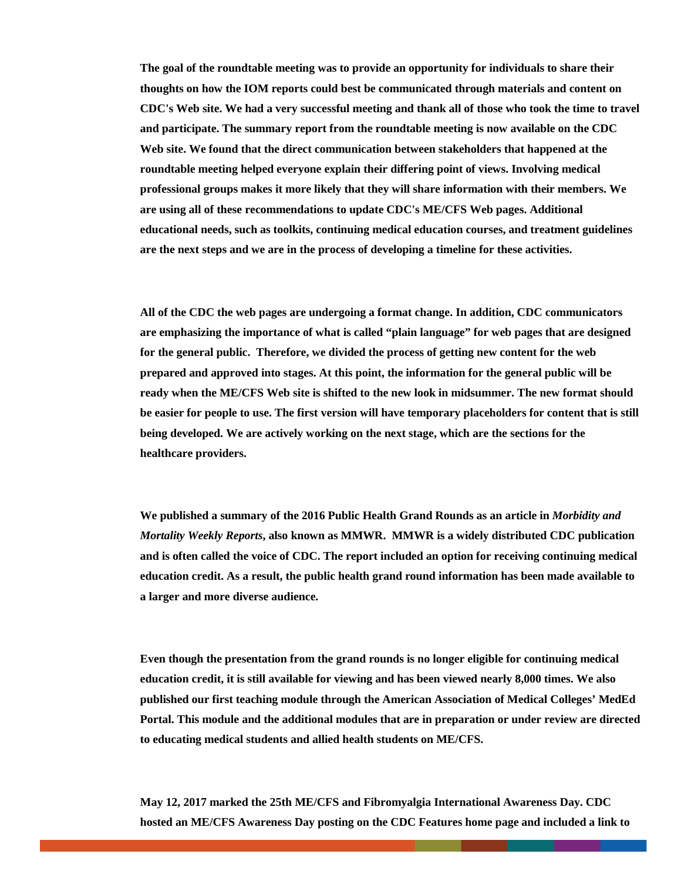**The goal of the roundtable meeting was to provide an opportunity for individuals to share their thoughts on how the IOM reports could best be communicated through materials and content on CDC's Web site. We had a very successful meeting and thank all of those who took the time to travel and participate. The summary report from the roundtable meeting is now available on the CDC Web site. We found that the direct communication between stakeholders that happened at the roundtable meeting helped everyone explain their differing point of views. Involving medical professional groups makes it more likely that they will share information with their members. We are using all of these recommendations to update CDC's ME/CFS Web pages. Additional educational needs, such as toolkits, continuing medical education courses, and treatment guidelines are the next steps and we are in the process of developing a timeline for these activities.**

**All of the CDC the web pages are undergoing a format change. In addition, CDC communicators are emphasizing the importance of what is called "plain language" for web pages that are designed for the general public. Therefore, we divided the process of getting new content for the web prepared and approved into stages. At this point, the information for the general public will be ready when the ME/CFS Web site is shifted to the new look in midsummer. The new format should be easier for people to use. The first version will have temporary placeholders for content that is still being developed. We are actively working on the next stage, which are the sections for the healthcare providers.**

**We published a summary of the 2016 Public Health Grand Rounds as an article in *Morbidity and Mortality Weekly Reports*, also known as MMWR. MMWR is a widely distributed CDC publication and is often called the voice of CDC. The report included an option for receiving continuing medical education credit. As a result, the public health grand round information has been made available to a larger and more diverse audience.**

**Even though the presentation from the grand rounds is no longer eligible for continuing medical education credit, it is still available for viewing and has been viewed nearly 8,000 times. We also published our first teaching module through the American Association of Medical Colleges' MedEd Portal. This module and the additional modules that are in preparation or under review are directed to educating medical students and allied health students on ME/CFS.**

**May 12, 2017 marked the 25th ME/CFS and Fibromyalgia International Awareness Day. CDC hosted an ME/CFS Awareness Day posting on the CDC Features home page and included a link to**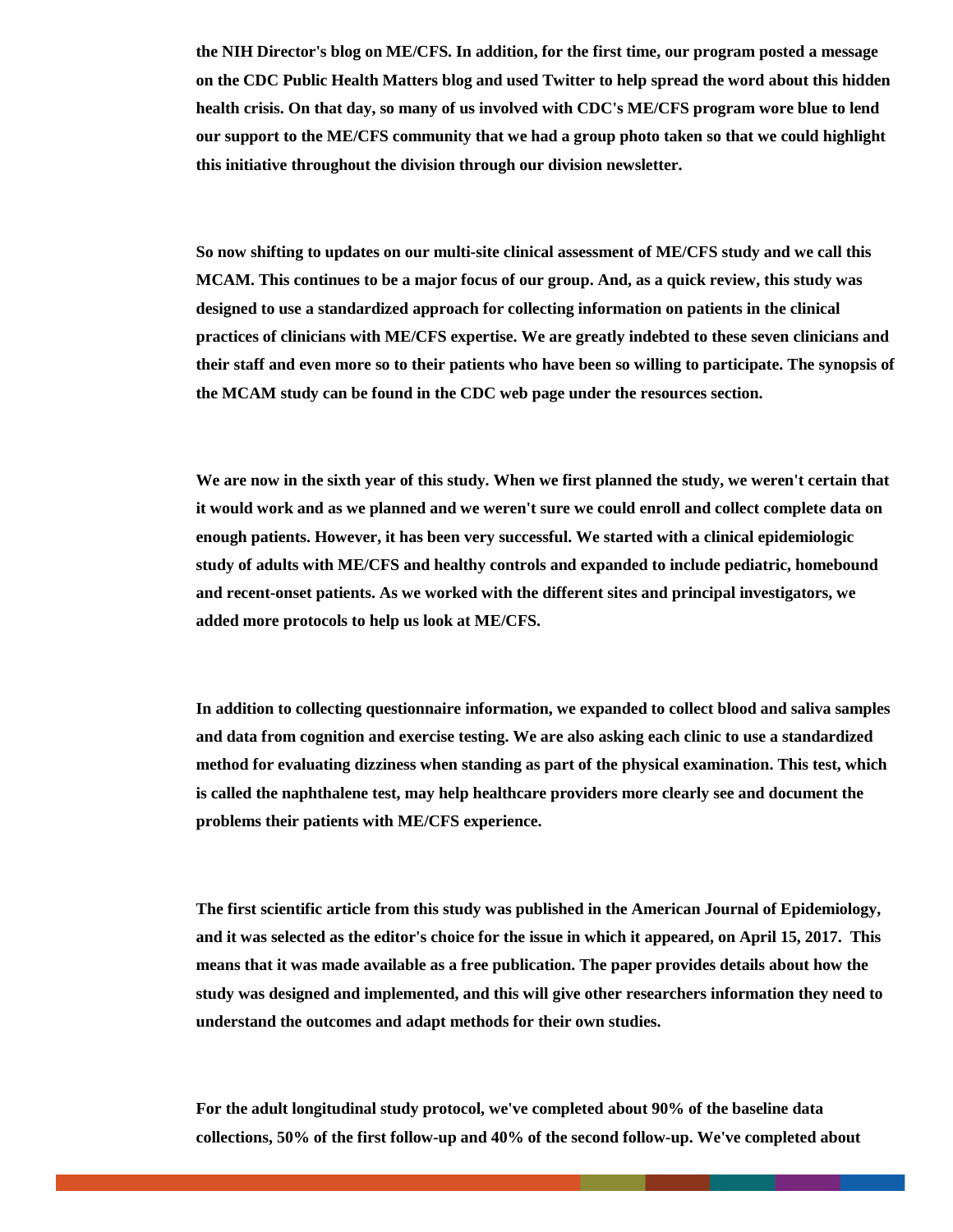**the NIH Director's blog on ME/CFS. In addition, for the first time, our program posted a message on the CDC Public Health Matters blog and used Twitter to help spread the word about this hidden health crisis. On that day, so many of us involved with CDC's ME/CFS program wore blue to lend our support to the ME/CFS community that we had a group photo taken so that we could highlight this initiative throughout the division through our division newsletter.**

**So now shifting to updates on our multi-site clinical assessment of ME/CFS study and we call this MCAM. This continues to be a major focus of our group. And, as a quick review, this study was designed to use a standardized approach for collecting information on patients in the clinical practices of clinicians with ME/CFS expertise. We are greatly indebted to these seven clinicians and their staff and even more so to their patients who have been so willing to participate. The synopsis of the MCAM study can be found in the CDC web page under the resources section.**

**We are now in the sixth year of this study. When we first planned the study, we weren't certain that it would work and as we planned and we weren't sure we could enroll and collect complete data on enough patients. However, it has been very successful. We started with a clinical epidemiologic study of adults with ME/CFS and healthy controls and expanded to include pediatric, homebound and recent-onset patients. As we worked with the different sites and principal investigators, we added more protocols to help us look at ME/CFS.**

**In addition to collecting questionnaire information, we expanded to collect blood and saliva samples and data from cognition and exercise testing. We are also asking each clinic to use a standardized method for evaluating dizziness when standing as part of the physical examination. This test, which is called the naphthalene test, may help healthcare providers more clearly see and document the problems their patients with ME/CFS experience.**

**The first scientific article from this study was published in the American Journal of Epidemiology, and it was selected as the editor's choice for the issue in which it appeared, on April 15, 2017. This means that it was made available as a free publication. The paper provides details about how the study was designed and implemented, and this will give other researchers information they need to understand the outcomes and adapt methods for their own studies.**

**For the adult longitudinal study protocol, we've completed about 90% of the baseline data collections, 50% of the first follow-up and 40% of the second follow-up. We've completed about**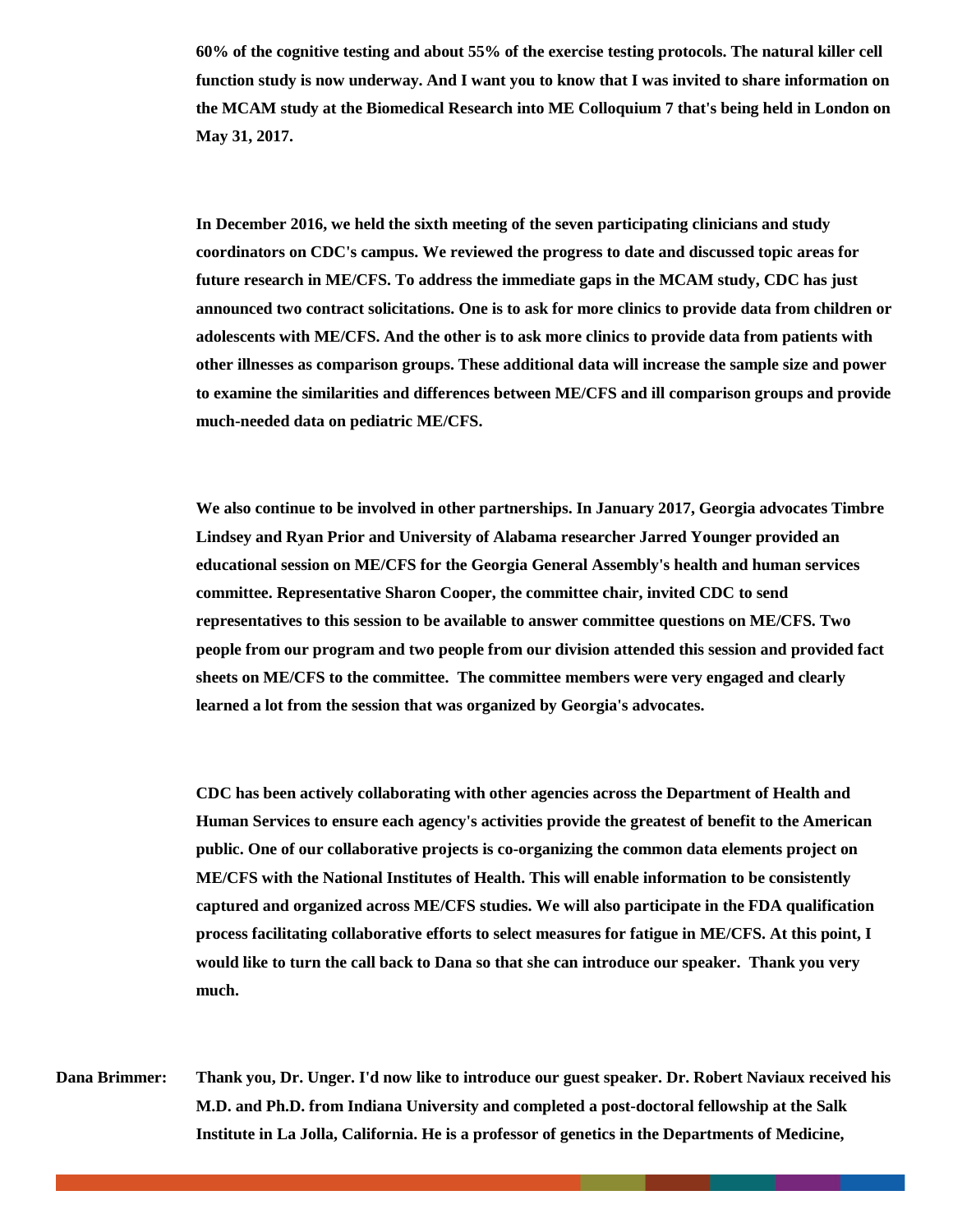**60% of the cognitive testing and about 55% of the exercise testing protocols. The natural killer cell function study is now underway. And I want you to know that I was invited to share information on the MCAM study at the Biomedical Research into ME Colloquium 7 that's being held in London on May 31, 2017.**

**In December 2016, we held the sixth meeting of the seven participating clinicians and study coordinators on CDC's campus. We reviewed the progress to date and discussed topic areas for future research in ME/CFS. To address the immediate gaps in the MCAM study, CDC has just announced two contract solicitations. One is to ask for more clinics to provide data from children or adolescents with ME/CFS. And the other is to ask more clinics to provide data from patients with other illnesses as comparison groups. These additional data will increase the sample size and power to examine the similarities and differences between ME/CFS and ill comparison groups and provide much-needed data on pediatric ME/CFS.**

**We also continue to be involved in other partnerships. In January 2017, Georgia advocates Timbre Lindsey and Ryan Prior and University of Alabama researcher Jarred Younger provided an educational session on ME/CFS for the Georgia General Assembly's health and human services committee. Representative Sharon Cooper, the committee chair, invited CDC to send representatives to this session to be available to answer committee questions on ME/CFS. Two people from our program and two people from our division attended this session and provided fact sheets on ME/CFS to the committee. The committee members were very engaged and clearly learned a lot from the session that was organized by Georgia's advocates.**

**CDC has been actively collaborating with other agencies across the Department of Health and Human Services to ensure each agency's activities provide the greatest of benefit to the American public. One of our collaborative projects is co-organizing the common data elements project on ME/CFS with the National Institutes of Health. This will enable information to be consistently captured and organized across ME/CFS studies. We will also participate in the FDA qualification process facilitating collaborative efforts to select measures for fatigue in ME/CFS. At this point, I would like to turn the call back to Dana so that she can introduce our speaker. Thank you very much.**

**Dana Brimmer:** **Thank you, Dr. Unger. I'd now like to introduce our guest speaker. Dr. Robert Naviaux received his M.D. and Ph.D. from Indiana University and completed a post-doctoral fellowship at the Salk Institute in La Jolla, California. He is a professor of genetics in the Departments of Medicine,**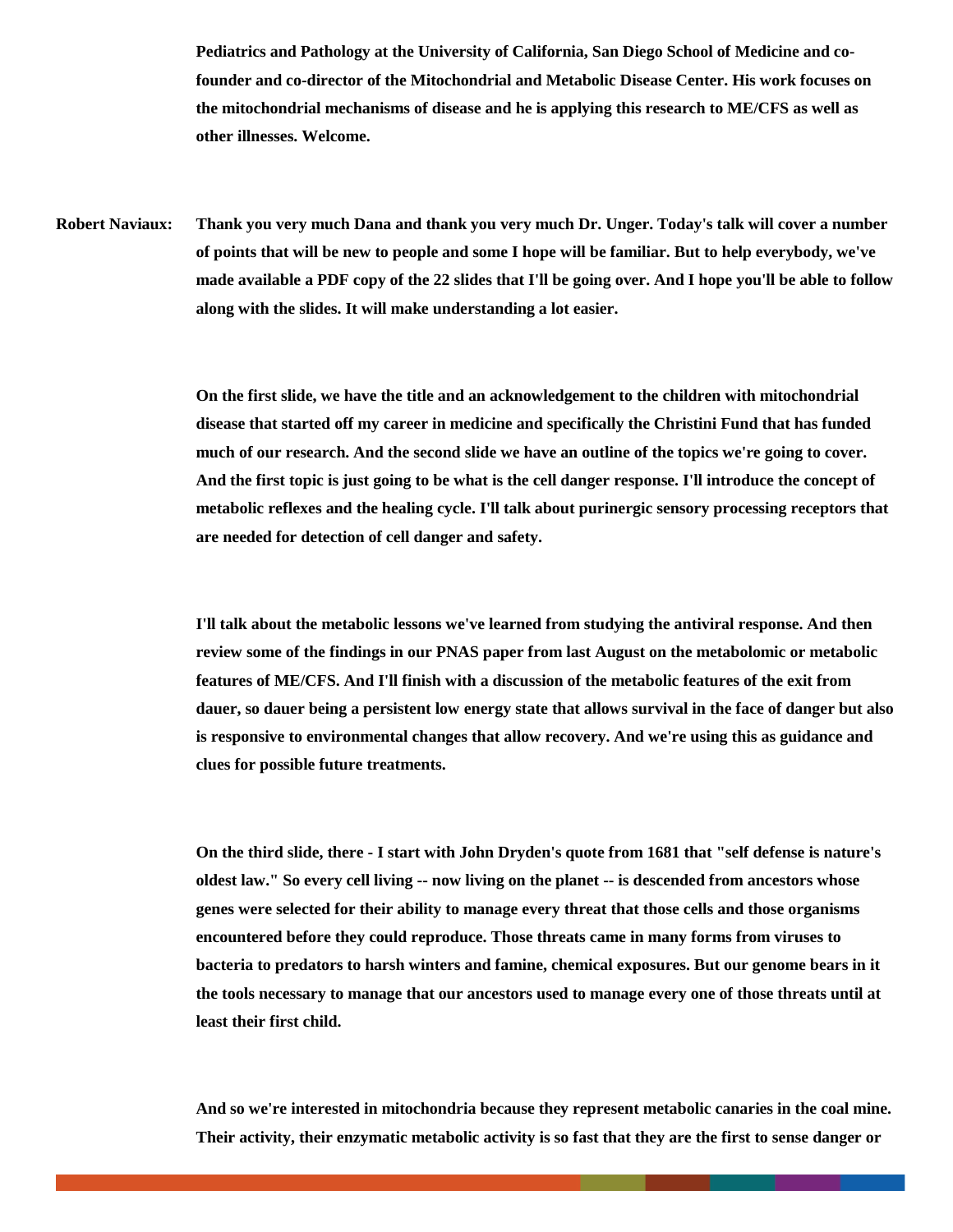**Pediatrics and Pathology at the University of California, San Diego School of Medicine and co-founder and co-director of the Mitochondrial and Metabolic Disease Center. His work focuses on the mitochondrial mechanisms of disease and he is applying this research to ME/CFS as well as other illnesses. Welcome.**

**Robert Naviaux:** **Thank you very much Dana and thank you very much Dr. Unger. Today's talk will cover a number of points that will be new to people and some I hope will be familiar. But to help everybody, we've made available a PDF copy of the 22 slides that I'll be going over. And I hope you'll be able to follow along with the slides. It will make understanding a lot easier.**

**On the first slide, we have the title and an acknowledgement to the children with mitochondrial disease that started off my career in medicine and specifically the Christini Fund that has funded much of our research. And the second slide we have an outline of the topics we're going to cover. And the first topic is just going to be what is the cell danger response. I'll introduce the concept of metabolic reflexes and the healing cycle. I'll talk about purinergic sensory processing receptors that are needed for detection of cell danger and safety.**

**I'll talk about the metabolic lessons we've learned from studying the antiviral response. And then review some of the findings in our PNAS paper from last August on the metabolomic or metabolic features of ME/CFS. And I'll finish with a discussion of the metabolic features of the exit from dauer, so dauer being a persistent low energy state that allows survival in the face of danger but also is responsive to environmental changes that allow recovery. And we're using this as guidance and clues for possible future treatments.**

**On the third slide, there - I start with John Dryden's quote from 1681 that "self defense is nature's oldest law." So every cell living -- now living on the planet -- is descended from ancestors whose genes were selected for their ability to manage every threat that those cells and those organisms encountered before they could reproduce. Those threats came in many forms from viruses to bacteria to predators to harsh winters and famine, chemical exposures. But our genome bears in it the tools necessary to manage that our ancestors used to manage every one of those threats until at least their first child.**

**And so we're interested in mitochondria because they represent metabolic canaries in the coal mine. Their activity, their enzymatic metabolic activity is so fast that they are the first to sense danger or**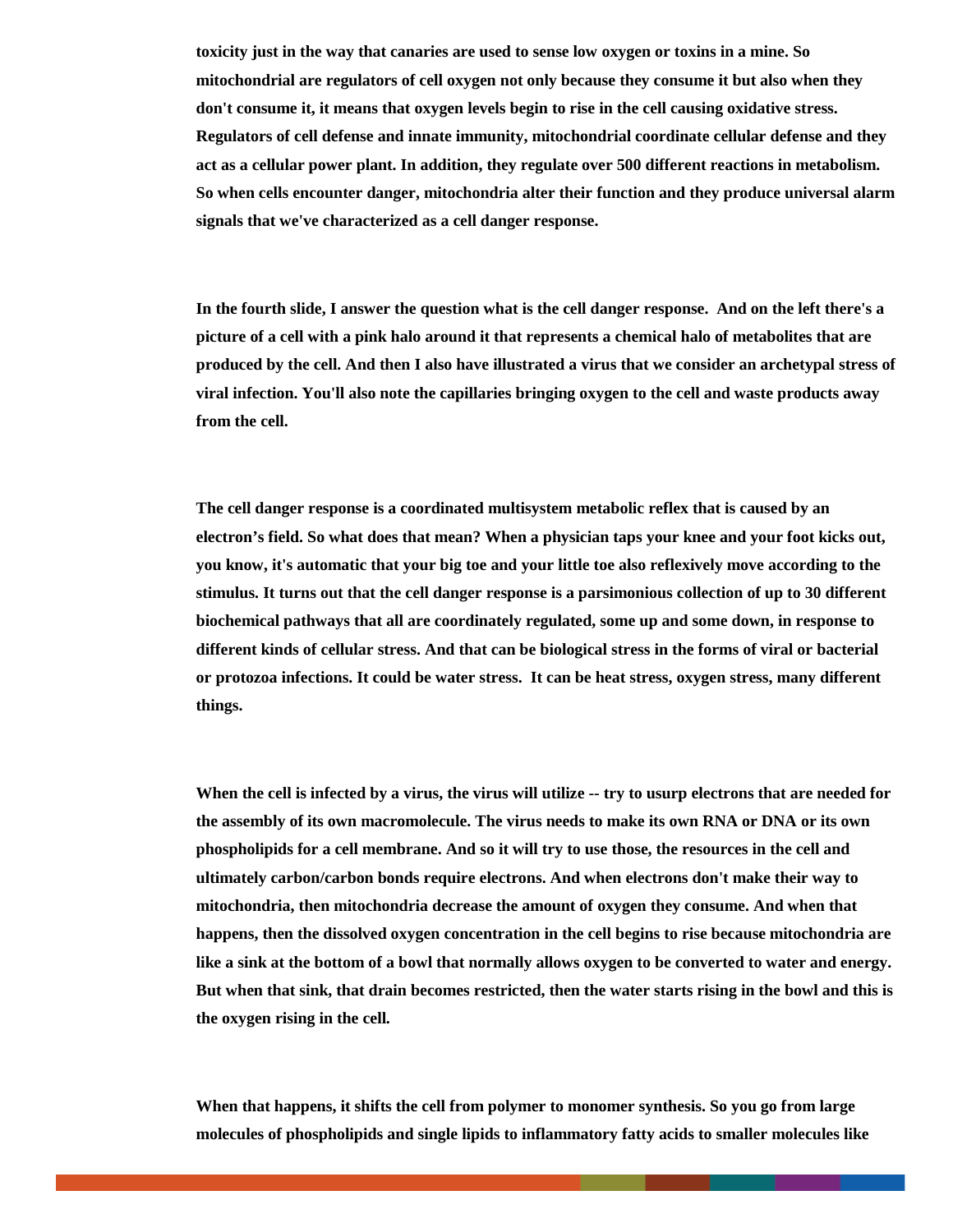**toxicity just in the way that canaries are used to sense low oxygen or toxins in a mine. So mitochondrial are regulators of cell oxygen not only because they consume it but also when they don't consume it, it means that oxygen levels begin to rise in the cell causing oxidative stress. Regulators of cell defense and innate immunity, mitochondrial coordinate cellular defense and they act as a cellular power plant. In addition, they regulate over 500 different reactions in metabolism. So when cells encounter danger, mitochondria alter their function and they produce universal alarm signals that we've characterized as a cell danger response.**

**In the fourth slide, I answer the question what is the cell danger response.  And on the left there's a picture of a cell with a pink halo around it that represents a chemical halo of metabolites that are produced by the cell. And then I also have illustrated a virus that we consider an archetypal stress of viral infection. You'll also note the capillaries bringing oxygen to the cell and waste products away from the cell.**

**The cell danger response is a coordinated multisystem metabolic reflex that is caused by an electron's field. So what does that mean? When a physician taps your knee and your foot kicks out, you know, it's automatic that your big toe and your little toe also reflexively move according to the stimulus. It turns out that the cell danger response is a parsimonious collection of up to 30 different biochemical pathways that all are coordinately regulated, some up and some down, in response to different kinds of cellular stress. And that can be biological stress in the forms of viral or bacterial or protozoa infections. It could be water stress.  It can be heat stress, oxygen stress, many different things.**

**When the cell is infected by a virus, the virus will utilize -- try to usurp electrons that are needed for the assembly of its own macromolecule. The virus needs to make its own RNA or DNA or its own phospholipids for a cell membrane. And so it will try to use those, the resources in the cell and ultimately carbon/carbon bonds require electrons. And when electrons don't make their way to mitochondria, then mitochondria decrease the amount of oxygen they consume. And when that happens, then the dissolved oxygen concentration in the cell begins to rise because mitochondria are like a sink at the bottom of a bowl that normally allows oxygen to be converted to water and energy. But when that sink, that drain becomes restricted, then the water starts rising in the bowl and this is the oxygen rising in the cell.**

**When that happens, it shifts the cell from polymer to monomer synthesis. So you go from large molecules of phospholipids and single lipids to inflammatory fatty acids to smaller molecules like**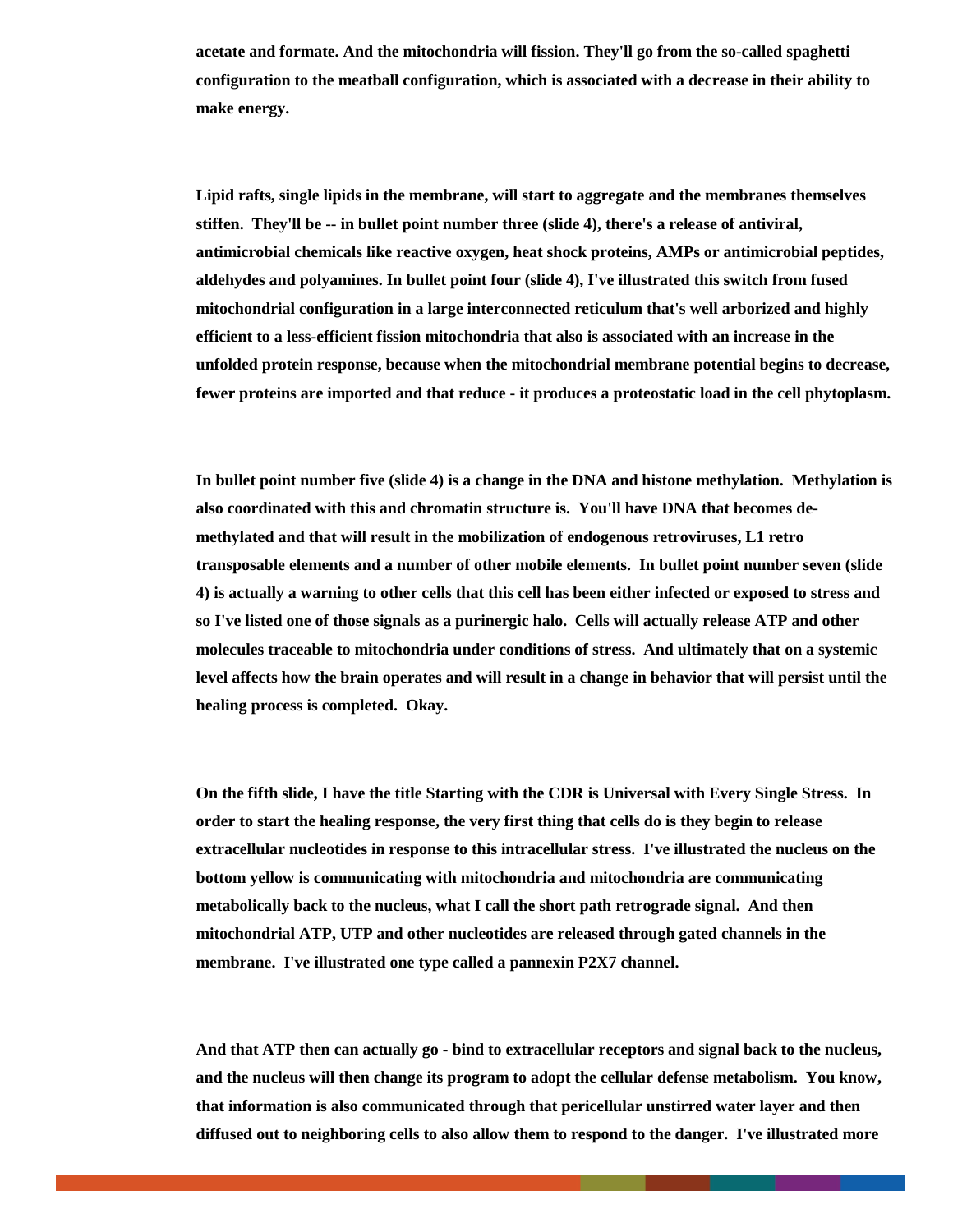**acetate and formate. And the mitochondria will fission. They'll go from the so-called spaghetti configuration to the meatball configuration, which is associated with a decrease in their ability to make energy.**

**Lipid rafts, single lipids in the membrane, will start to aggregate and the membranes themselves stiffen. They'll be -- in bullet point number three (slide 4), there's a release of antiviral, antimicrobial chemicals like reactive oxygen, heat shock proteins, AMPs or antimicrobial peptides, aldehydes and polyamines. In bullet point four (slide 4), I've illustrated this switch from fused mitochondrial configuration in a large interconnected reticulum that's well arborized and highly efficient to a less-efficient fission mitochondria that also is associated with an increase in the unfolded protein response, because when the mitochondrial membrane potential begins to decrease, fewer proteins are imported and that reduce - it produces a proteostatic load in the cell phytoplasm.**

**In bullet point number five (slide 4) is a change in the DNA and histone methylation. Methylation is also coordinated with this and chromatin structure is. You'll have DNA that becomes de-methylated and that will result in the mobilization of endogenous retroviruses, L1 retro transposable elements and a number of other mobile elements. In bullet point number seven (slide 4) is actually a warning to other cells that this cell has been either infected or exposed to stress and so I've listed one of those signals as a purinergic halo. Cells will actually release ATP and other molecules traceable to mitochondria under conditions of stress. And ultimately that on a systemic level affects how the brain operates and will result in a change in behavior that will persist until the healing process is completed. Okay.**

**On the fifth slide, I have the title Starting with the CDR is Universal with Every Single Stress. In order to start the healing response, the very first thing that cells do is they begin to release extracellular nucleotides in response to this intracellular stress. I've illustrated the nucleus on the bottom yellow is communicating with mitochondria and mitochondria are communicating metabolically back to the nucleus, what I call the short path retrograde signal. And then mitochondrial ATP, UTP and other nucleotides are released through gated channels in the membrane. I've illustrated one type called a pannexin P2X7 channel.**

**And that ATP then can actually go - bind to extracellular receptors and signal back to the nucleus, and the nucleus will then change its program to adopt the cellular defense metabolism. You know, that information is also communicated through that pericellular unstirred water layer and then diffused out to neighboring cells to also allow them to respond to the danger. I've illustrated more**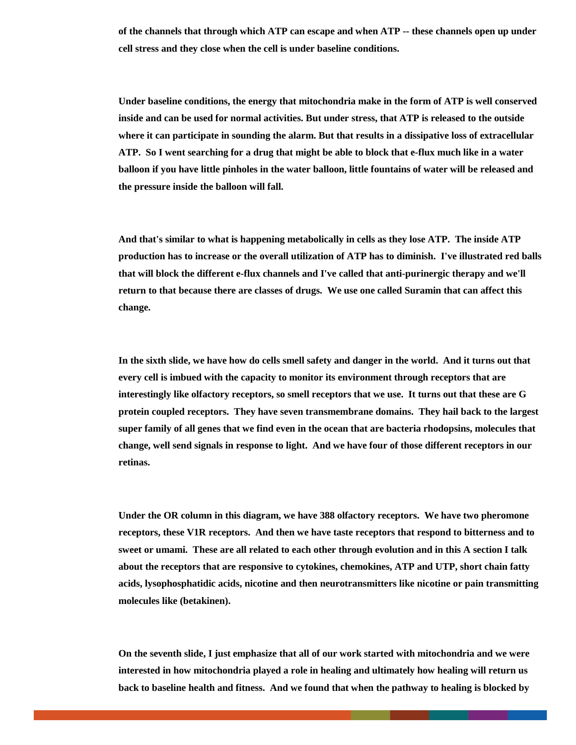**of the channels that through which ATP can escape and when ATP -- these channels open up under cell stress and they close when the cell is under baseline conditions.**

**Under baseline conditions, the energy that mitochondria make in the form of ATP is well conserved inside and can be used for normal activities. But under stress, that ATP is released to the outside where it can participate in sounding the alarm. But that results in a dissipative loss of extracellular ATP. So I went searching for a drug that might be able to block that e-flux much like in a water balloon if you have little pinholes in the water balloon, little fountains of water will be released and the pressure inside the balloon will fall.**

**And that's similar to what is happening metabolically in cells as they lose ATP. The inside ATP production has to increase or the overall utilization of ATP has to diminish. I've illustrated red balls that will block the different e-flux channels and I've called that anti-purinergic therapy and we'll return to that because there are classes of drugs. We use one called Suramin that can affect this change.**

**In the sixth slide, we have how do cells smell safety and danger in the world. And it turns out that every cell is imbued with the capacity to monitor its environment through receptors that are interestingly like olfactory receptors, so smell receptors that we use. It turns out that these are G protein coupled receptors. They have seven transmembrane domains. They hail back to the largest super family of all genes that we find even in the ocean that are bacteria rhodopsins, molecules that change, well send signals in response to light. And we have four of those different receptors in our retinas.**

**Under the OR column in this diagram, we have 388 olfactory receptors. We have two pheromone receptors, these V1R receptors. And then we have taste receptors that respond to bitterness and to sweet or umami. These are all related to each other through evolution and in this A section I talk about the receptors that are responsive to cytokines, chemokines, ATP and UTP, short chain fatty acids, lysophosphatidic acids, nicotine and then neurotransmitters like nicotine or pain transmitting molecules like (betakinen).**

**On the seventh slide, I just emphasize that all of our work started with mitochondria and we were interested in how mitochondria played a role in healing and ultimately how healing will return us back to baseline health and fitness. And we found that when the pathway to healing is blocked by**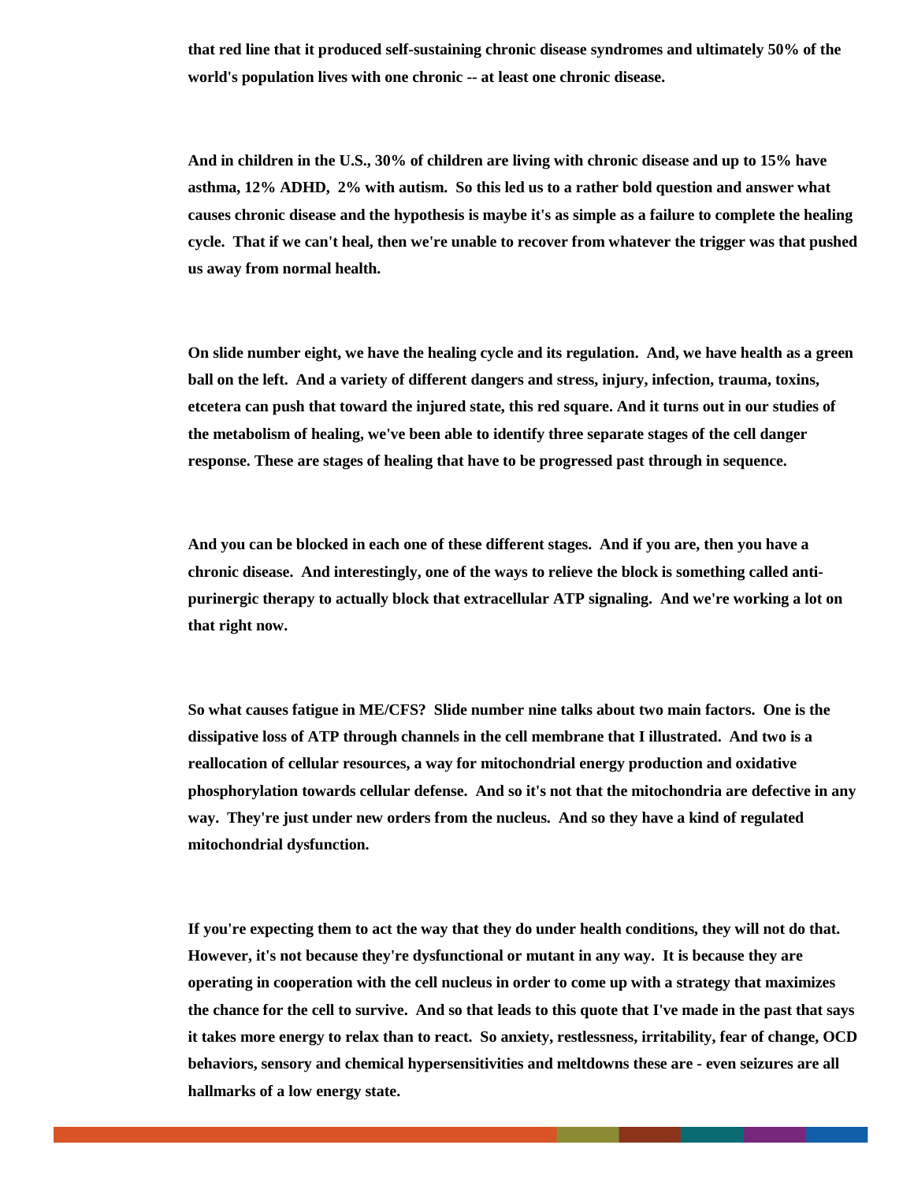**that red line that it produced self-sustaining chronic disease syndromes and ultimately 50% of the world's population lives with one chronic -- at least one chronic disease.**

**And in children in the U.S., 30% of children are living with chronic disease and up to 15% have asthma, 12% ADHD, 2% with autism. So this led us to a rather bold question and answer what causes chronic disease and the hypothesis is maybe it's as simple as a failure to complete the healing cycle. That if we can't heal, then we're unable to recover from whatever the trigger was that pushed us away from normal health.**

**On slide number eight, we have the healing cycle and its regulation. And, we have health as a green ball on the left. And a variety of different dangers and stress, injury, infection, trauma, toxins, etcetera can push that toward the injured state, this red square. And it turns out in our studies of the metabolism of healing, we've been able to identify three separate stages of the cell danger response. These are stages of healing that have to be progressed past through in sequence.**

**And you can be blocked in each one of these different stages. And if you are, then you have a chronic disease. And interestingly, one of the ways to relieve the block is something called anti-purinergic therapy to actually block that extracellular ATP signaling. And we're working a lot on that right now.**

**So what causes fatigue in ME/CFS? Slide number nine talks about two main factors. One is the dissipative loss of ATP through channels in the cell membrane that I illustrated. And two is a reallocation of cellular resources, a way for mitochondrial energy production and oxidative phosphorylation towards cellular defense. And so it's not that the mitochondria are defective in any way. They're just under new orders from the nucleus. And so they have a kind of regulated mitochondrial dysfunction.**

**If you're expecting them to act the way that they do under health conditions, they will not do that. However, it's not because they're dysfunctional or mutant in any way. It is because they are operating in cooperation with the cell nucleus in order to come up with a strategy that maximizes the chance for the cell to survive. And so that leads to this quote that I've made in the past that says it takes more energy to relax than to react. So anxiety, restlessness, irritability, fear of change, OCD behaviors, sensory and chemical hypersensitivities and meltdowns these are - even seizures are all hallmarks of a low energy state.**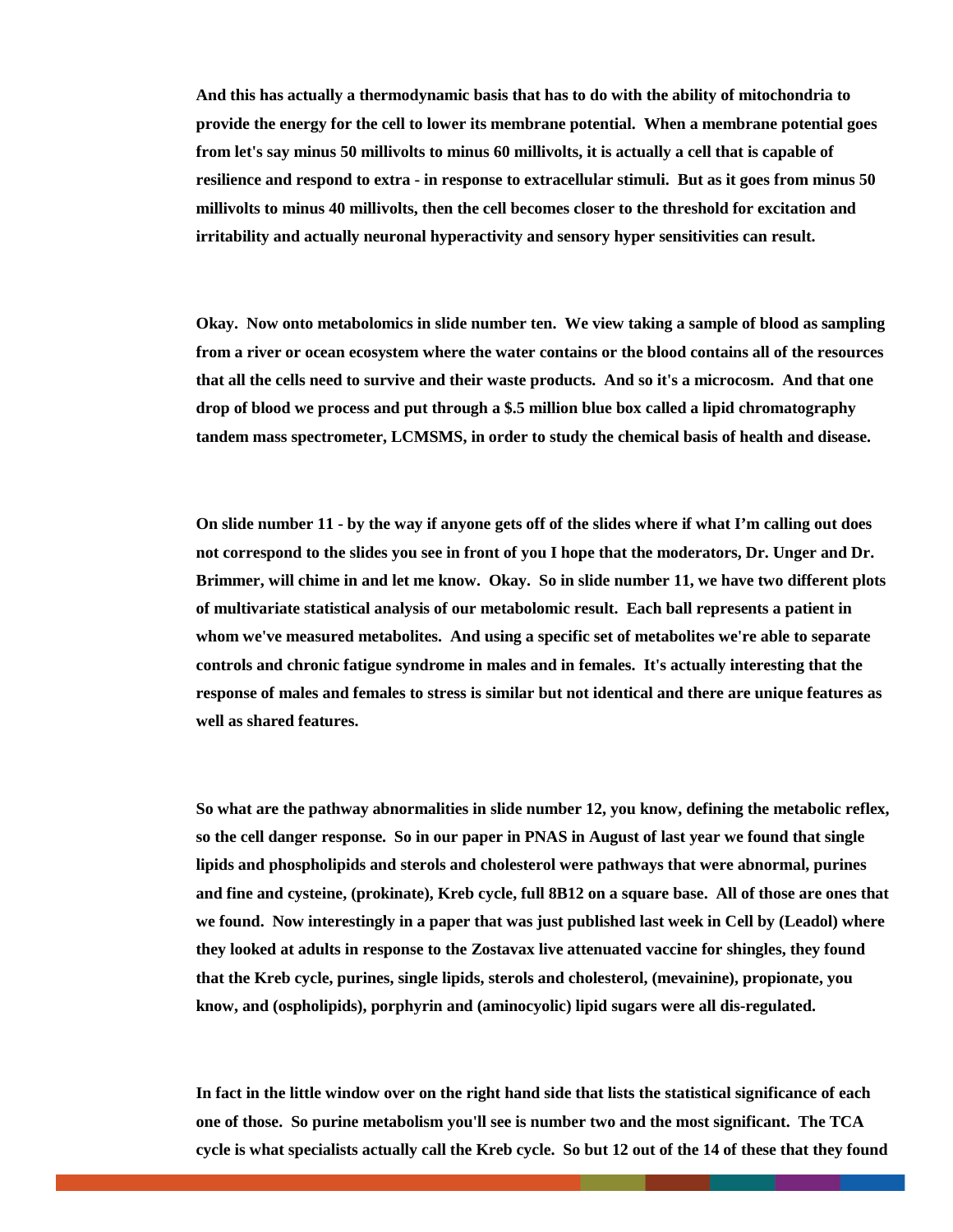**And this has actually a thermodynamic basis that has to do with the ability of mitochondria to provide the energy for the cell to lower its membrane potential. When a membrane potential goes from let's say minus 50 millivolts to minus 60 millivolts, it is actually a cell that is capable of resilience and respond to extra - in response to extracellular stimuli. But as it goes from minus 50 millivolts to minus 40 millivolts, then the cell becomes closer to the threshold for excitation and irritability and actually neuronal hyperactivity and sensory hyper sensitivities can result.**

**Okay. Now onto metabolomics in slide number ten. We view taking a sample of blood as sampling from a river or ocean ecosystem where the water contains or the blood contains all of the resources that all the cells need to survive and their waste products. And so it's a microcosm. And that one drop of blood we process and put through a $.5 million blue box called a lipid chromatography tandem mass spectrometer, LCMSMS, in order to study the chemical basis of health and disease.**

**On slide number 11 - by the way if anyone gets off of the slides where if what I'm calling out does not correspond to the slides you see in front of you I hope that the moderators, Dr. Unger and Dr. Brimmer, will chime in and let me know. Okay. So in slide number 11, we have two different plots of multivariate statistical analysis of our metabolomic result. Each ball represents a patient in whom we've measured metabolites. And using a specific set of metabolites we're able to separate controls and chronic fatigue syndrome in males and in females. It's actually interesting that the response of males and females to stress is similar but not identical and there are unique features as well as shared features.**

**So what are the pathway abnormalities in slide number 12, you know, defining the metabolic reflex, so the cell danger response. So in our paper in PNAS in August of last year we found that single lipids and phospholipids and sterols and cholesterol were pathways that were abnormal, purines and fine and cysteine, (prokinate), Kreb cycle, full 8B12 on a square base. All of those are ones that we found. Now interestingly in a paper that was just published last week in Cell by (Leadol) where they looked at adults in response to the Zostavax live attenuated vaccine for shingles, they found that the Kreb cycle, purines, single lipids, sterols and cholesterol, (mevainine), propionate, you know, and (ospholipids), porphyrin and (aminocyolic) lipid sugars were all dis-regulated.**

**In fact in the little window over on the right hand side that lists the statistical significance of each one of those. So purine metabolism you'll see is number two and the most significant. The TCA cycle is what specialists actually call the Kreb cycle. So but 12 out of the 14 of these that they found**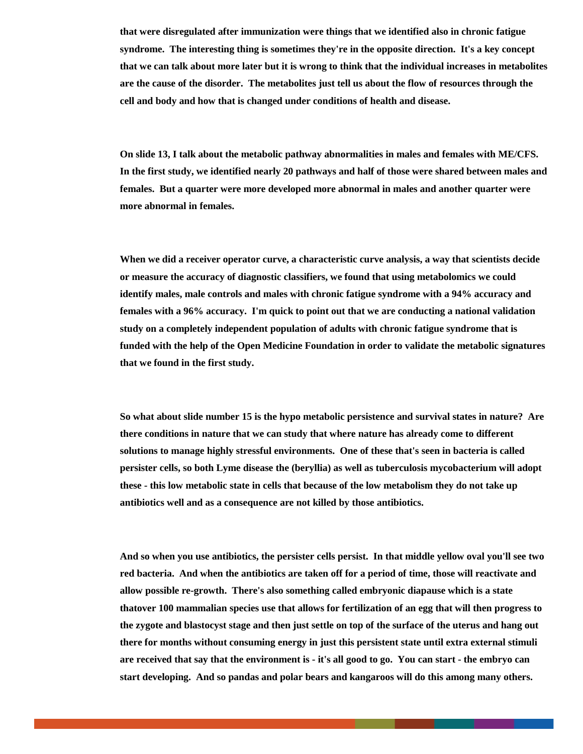**that were disregulated after immunization were things that we identified also in chronic fatigue syndrome. The interesting thing is sometimes they're in the opposite direction. It's a key concept that we can talk about more later but it is wrong to think that the individual increases in metabolites are the cause of the disorder. The metabolites just tell us about the flow of resources through the cell and body and how that is changed under conditions of health and disease.**

**On slide 13, I talk about the metabolic pathway abnormalities in males and females with ME/CFS. In the first study, we identified nearly 20 pathways and half of those were shared between males and females. But a quarter were more developed more abnormal in males and another quarter were more abnormal in females.**

**When we did a receiver operator curve, a characteristic curve analysis, a way that scientists decide or measure the accuracy of diagnostic classifiers, we found that using metabolomics we could identify males, male controls and males with chronic fatigue syndrome with a 94% accuracy and females with a 96% accuracy. I'm quick to point out that we are conducting a national validation study on a completely independent population of adults with chronic fatigue syndrome that is funded with the help of the Open Medicine Foundation in order to validate the metabolic signatures that we found in the first study.**

**So what about slide number 15 is the hypo metabolic persistence and survival states in nature? Are there conditions in nature that we can study that where nature has already come to different solutions to manage highly stressful environments. One of these that's seen in bacteria is called persister cells, so both Lyme disease the (beryllia) as well as tuberculosis mycobacterium will adopt these - this low metabolic state in cells that because of the low metabolism they do not take up antibiotics well and as a consequence are not killed by those antibiotics.**

**And so when you use antibiotics, the persister cells persist. In that middle yellow oval you'll see two red bacteria. And when the antibiotics are taken off for a period of time, those will reactivate and allow possible re-growth. There's also something called embryonic diapause which is a state thatover 100 mammalian species use that allows for fertilization of an egg that will then progress to the zygote and blastocyst stage and then just settle on top of the surface of the uterus and hang out there for months without consuming energy in just this persistent state until extra external stimuli are received that say that the environment is - it's all good to go. You can start - the embryo can start developing. And so pandas and polar bears and kangaroos will do this among many others.**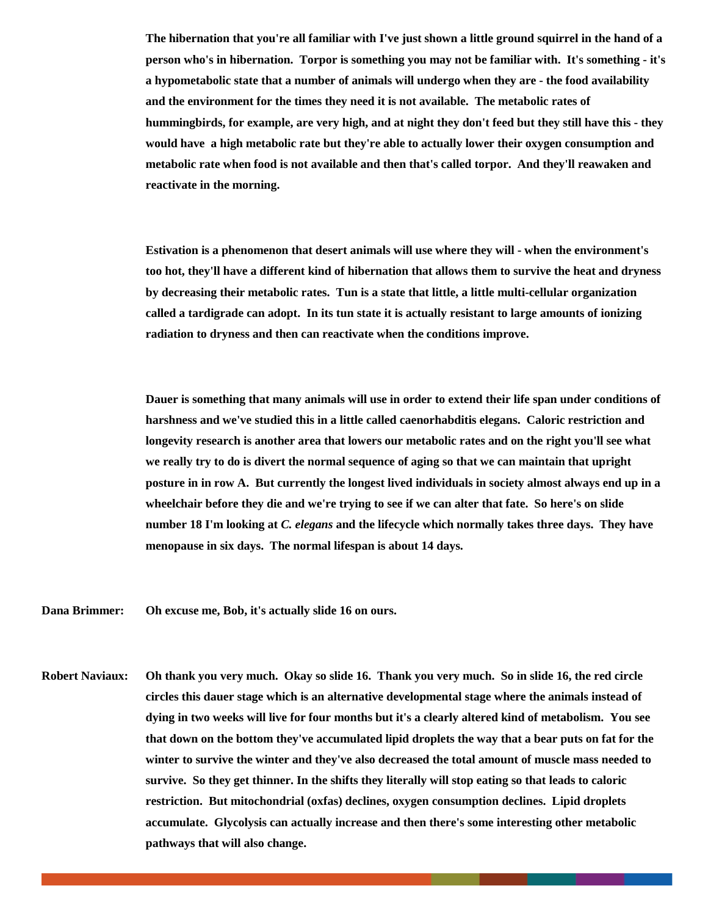The hibernation that you're all familiar with I've just shown a little ground squirrel in the hand of a person who's in hibernation. Torpor is something you may not be familiar with. It's something - it's a hypometabolic state that a number of animals will undergo when they are - the food availability and the environment for the times they need it is not available. The metabolic rates of hummingbirds, for example, are very high, and at night they don't feed but they still have this - they would have a high metabolic rate but they're able to actually lower their oxygen consumption and metabolic rate when food is not available and then that's called torpor. And they'll reawaken and reactivate in the morning.

Estivation is a phenomenon that desert animals will use where they will - when the environment's too hot, they'll have a different kind of hibernation that allows them to survive the heat and dryness by decreasing their metabolic rates. Tun is a state that little, a little multi-cellular organization called a tardigrade can adopt. In its tun state it is actually resistant to large amounts of ionizing radiation to dryness and then can reactivate when the conditions improve.

Dauer is something that many animals will use in order to extend their life span under conditions of harshness and we've studied this in a little called caenorhabditis elegans. Caloric restriction and longevity research is another area that lowers our metabolic rates and on the right you'll see what we really try to do is divert the normal sequence of aging so that we can maintain that upright posture in in row A. But currently the longest lived individuals in society almost always end up in a wheelchair before they die and we're trying to see if we can alter that fate. So here's on slide number 18 I'm looking at *C. elegans* and the lifecycle which normally takes three days. They have menopause in six days. The normal lifespan is about 14 days.

**Dana Brimmer:** Oh excuse me, Bob, it's actually slide 16 on ours.

**Robert Naviaux:** Oh thank you very much. Okay so slide 16. Thank you very much. So in slide 16, the red circle circles this dauer stage which is an alternative developmental stage where the animals instead of dying in two weeks will live for four months but it's a clearly altered kind of metabolism. You see that down on the bottom they've accumulated lipid droplets the way that a bear puts on fat for the winter to survive the winter and they've also decreased the total amount of muscle mass needed to survive. So they get thinner. In the shifts they literally will stop eating so that leads to caloric restriction. But mitochondrial (oxfas) declines, oxygen consumption declines. Lipid droplets accumulate. Glycolysis can actually increase and then there's some interesting other metabolic pathways that will also change.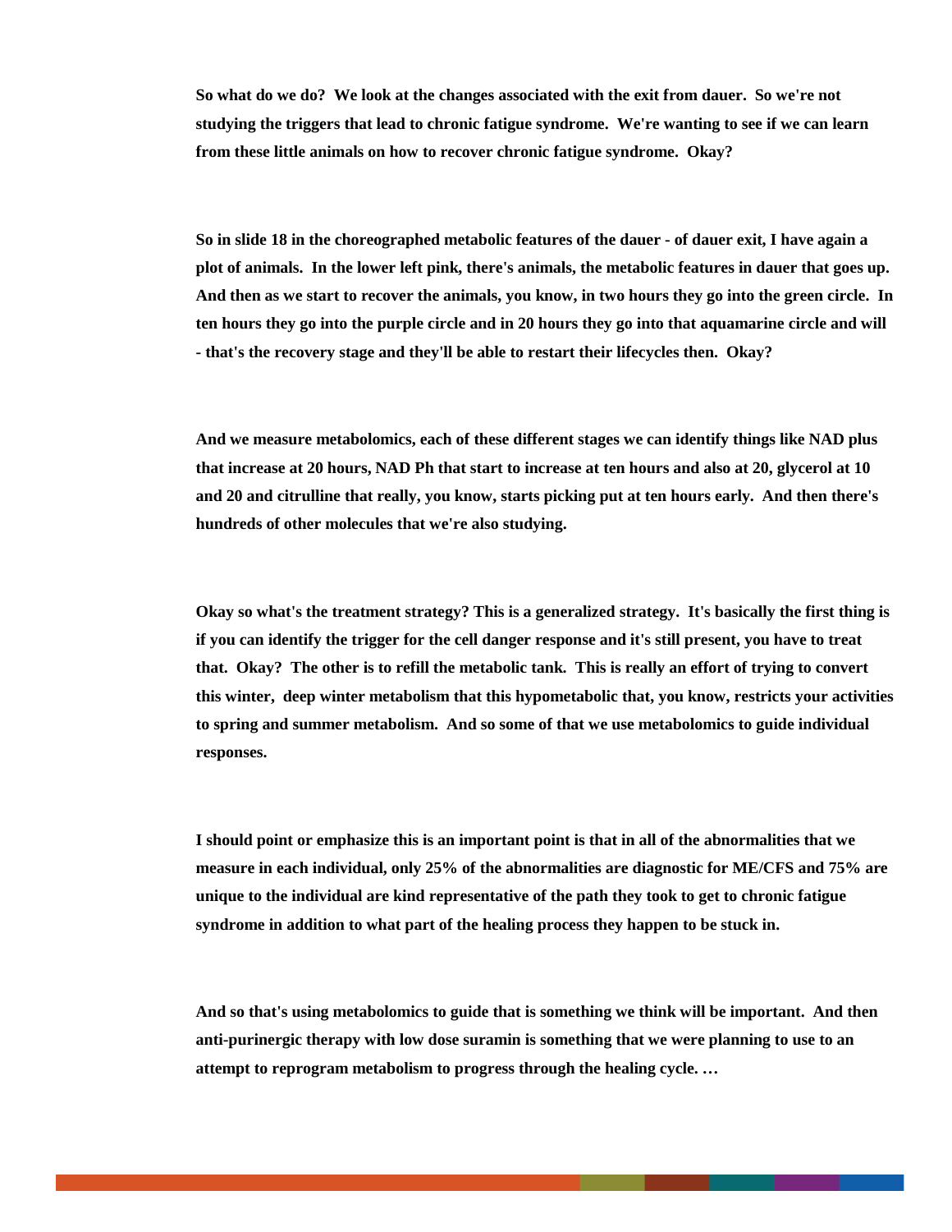**So what do we do? We look at the changes associated with the exit from dauer. So we're not studying the triggers that lead to chronic fatigue syndrome. We're wanting to see if we can learn from these little animals on how to recover chronic fatigue syndrome. Okay?**

**So in slide 18 in the choreographed metabolic features of the dauer - of dauer exit, I have again a plot of animals. In the lower left pink, there's animals, the metabolic features in dauer that goes up. And then as we start to recover the animals, you know, in two hours they go into the green circle. In ten hours they go into the purple circle and in 20 hours they go into that aquamarine circle and will - that's the recovery stage and they'll be able to restart their lifecycles then. Okay?**

**And we measure metabolomics, each of these different stages we can identify things like NAD plus that increase at 20 hours, NAD Ph that start to increase at ten hours and also at 20, glycerol at 10 and 20 and citrulline that really, you know, starts picking put at ten hours early. And then there's hundreds of other molecules that we're also studying.**

**Okay so what's the treatment strategy? This is a generalized strategy. It's basically the first thing is if you can identify the trigger for the cell danger response and it's still present, you have to treat that. Okay? The other is to refill the metabolic tank. This is really an effort of trying to convert this winter, deep winter metabolism that this hypometabolic that, you know, restricts your activities to spring and summer metabolism. And so some of that we use metabolomics to guide individual responses.**

**I should point or emphasize this is an important point is that in all of the abnormalities that we measure in each individual, only 25% of the abnormalities are diagnostic for ME/CFS and 75% are unique to the individual are kind representative of the path they took to get to chronic fatigue syndrome in addition to what part of the healing process they happen to be stuck in.**

**And so that's using metabolomics to guide that is something we think will be important. And then anti-purinergic therapy with low dose suramin is something that we were planning to use to an attempt to reprogram metabolism to progress through the healing cycle. …**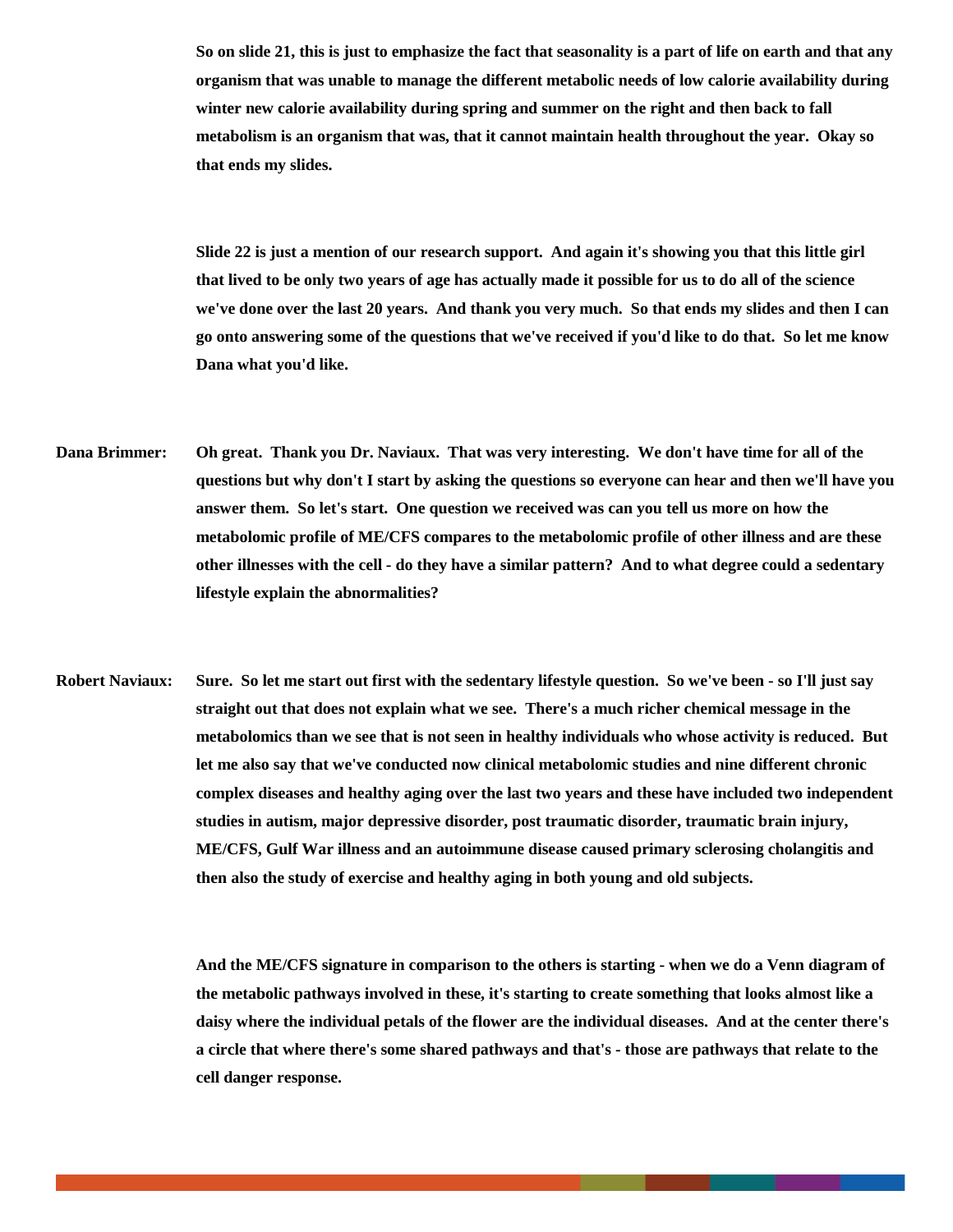So on slide 21, this is just to emphasize the fact that seasonality is a part of life on earth and that any organism that was unable to manage the different metabolic needs of low calorie availability during winter new calorie availability during spring and summer on the right and then back to fall metabolism is an organism that was, that it cannot maintain health throughout the year. Okay so that ends my slides.

Slide 22 is just a mention of our research support. And again it's showing you that this little girl that lived to be only two years of age has actually made it possible for us to do all of the science we've done over the last 20 years. And thank you very much. So that ends my slides and then I can go onto answering some of the questions that we've received if you'd like to do that. So let me know Dana what you'd like.

**Dana Brimmer:** Oh great. Thank you Dr. Naviaux. That was very interesting. We don't have time for all of the questions but why don't I start by asking the questions so everyone can hear and then we'll have you answer them. So let's start. One question we received was can you tell us more on how the metabolomic profile of ME/CFS compares to the metabolomic profile of other illness and are these other illnesses with the cell - do they have a similar pattern? And to what degree could a sedentary lifestyle explain the abnormalities?

**Robert Naviaux:** Sure. So let me start out first with the sedentary lifestyle question. So we've been - so I'll just say straight out that does not explain what we see. There's a much richer chemical message in the metabolomics than we see that is not seen in healthy individuals who whose activity is reduced. But let me also say that we've conducted now clinical metabolomic studies and nine different chronic complex diseases and healthy aging over the last two years and these have included two independent studies in autism, major depressive disorder, post traumatic disorder, traumatic brain injury, ME/CFS, Gulf War illness and an autoimmune disease caused primary sclerosing cholangitis and then also the study of exercise and healthy aging in both young and old subjects.

And the ME/CFS signature in comparison to the others is starting - when we do a Venn diagram of the metabolic pathways involved in these, it's starting to create something that looks almost like a daisy where the individual petals of the flower are the individual diseases. And at the center there's a circle that where there's some shared pathways and that's - those are pathways that relate to the cell danger response.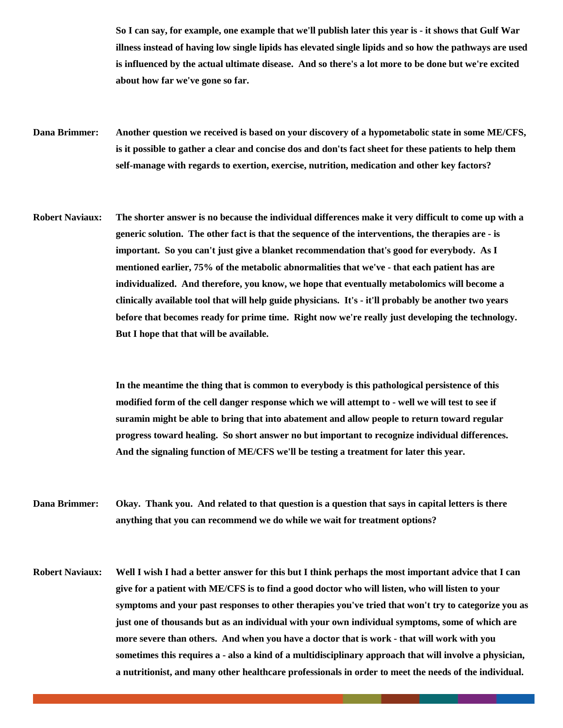So I can say, for example, one example that we'll publish later this year is - it shows that Gulf War illness instead of having low single lipids has elevated single lipids and so how the pathways are used is influenced by the actual ultimate disease. And so there's a lot more to be done but we're excited about how far we've gone so far.

**Dana Brimmer:** Another question we received is based on your discovery of a hypometabolic state in some ME/CFS, is it possible to gather a clear and concise dos and don'ts fact sheet for these patients to help them self-manage with regards to exertion, exercise, nutrition, medication and other key factors?

**Robert Naviaux:** The shorter answer is no because the individual differences make it very difficult to come up with a generic solution. The other fact is that the sequence of the interventions, the therapies are - is important. So you can't just give a blanket recommendation that's good for everybody. As I mentioned earlier, 75% of the metabolic abnormalities that we've - that each patient has are individualized. And therefore, you know, we hope that eventually metabolomics will become a clinically available tool that will help guide physicians. It's - it'll probably be another two years before that becomes ready for prime time. Right now we're really just developing the technology. But I hope that that will be available.

In the meantime the thing that is common to everybody is this pathological persistence of this modified form of the cell danger response which we will attempt to - well we will test to see if suramin might be able to bring that into abatement and allow people to return toward regular progress toward healing. So short answer no but important to recognize individual differences. And the signaling function of ME/CFS we'll be testing a treatment for later this year.

**Dana Brimmer:** Okay. Thank you. And related to that question is a question that says in capital letters is there anything that you can recommend we do while we wait for treatment options?

**Robert Naviaux:** Well I wish I had a better answer for this but I think perhaps the most important advice that I can give for a patient with ME/CFS is to find a good doctor who will listen, who will listen to your symptoms and your past responses to other therapies you've tried that won't try to categorize you as just one of thousands but as an individual with your own individual symptoms, some of which are more severe than others. And when you have a doctor that is work - that will work with you sometimes this requires a - also a kind of a multidisciplinary approach that will involve a physician, a nutritionist, and many other healthcare professionals in order to meet the needs of the individual.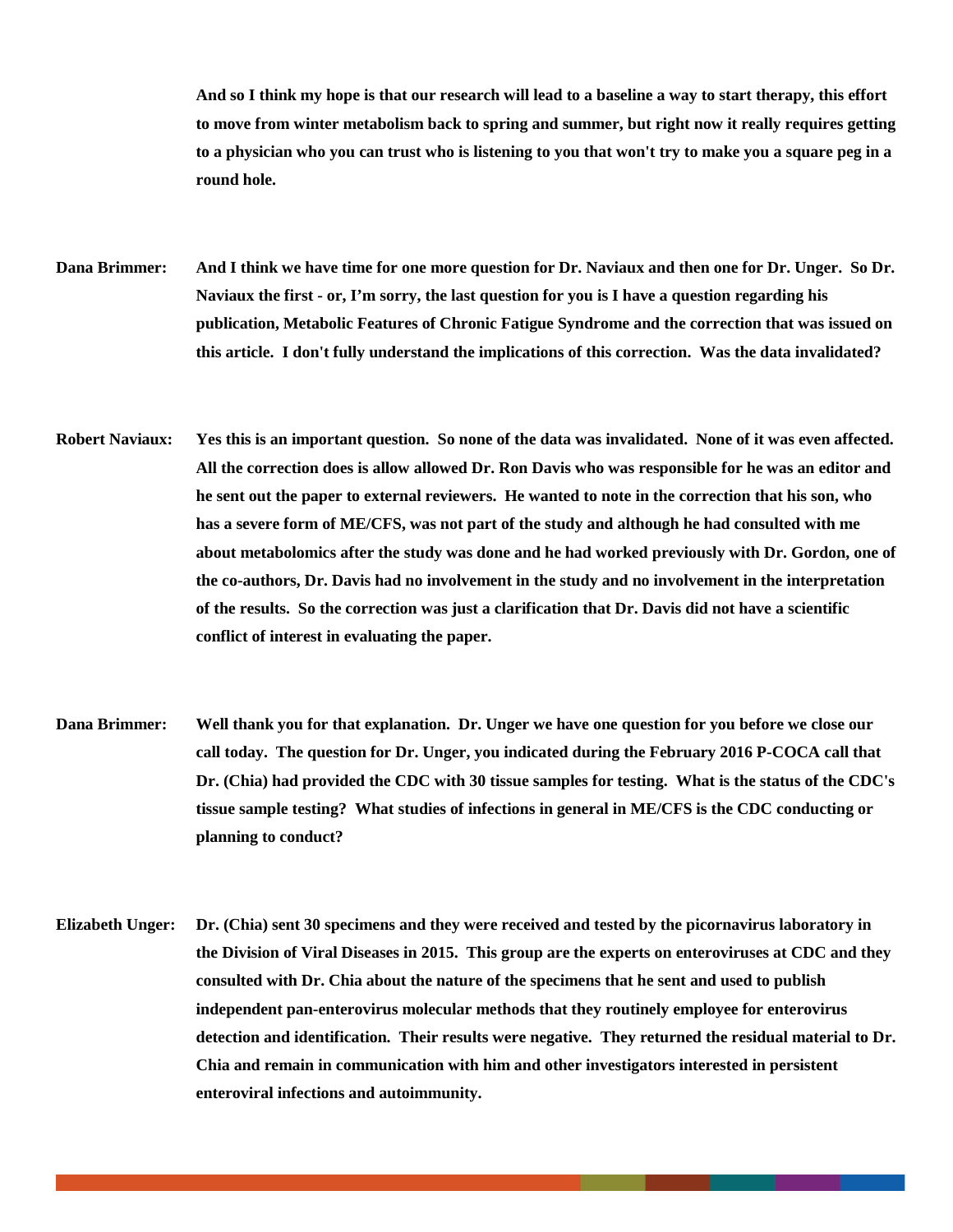And so I think my hope is that our research will lead to a baseline a way to start therapy, this effort to move from winter metabolism back to spring and summer, but right now it really requires getting to a physician who you can trust who is listening to you that won't try to make you a square peg in a round hole.

**Dana Brimmer:** And I think we have time for one more question for Dr. Naviaux and then one for Dr. Unger. So Dr. Naviaux the first - or, I'm sorry, the last question for you is I have a question regarding his publication, Metabolic Features of Chronic Fatigue Syndrome and the correction that was issued on this article. I don't fully understand the implications of this correction. Was the data invalidated?

**Robert Naviaux:** Yes this is an important question. So none of the data was invalidated. None of it was even affected. All the correction does is allow allowed Dr. Ron Davis who was responsible for he was an editor and he sent out the paper to external reviewers. He wanted to note in the correction that his son, who has a severe form of ME/CFS, was not part of the study and although he had consulted with me about metabolomics after the study was done and he had worked previously with Dr. Gordon, one of the co-authors, Dr. Davis had no involvement in the study and no involvement in the interpretation of the results. So the correction was just a clarification that Dr. Davis did not have a scientific conflict of interest in evaluating the paper.

**Dana Brimmer:** Well thank you for that explanation. Dr. Unger we have one question for you before we close our call today. The question for Dr. Unger, you indicated during the February 2016 P-COCA call that Dr. (Chia) had provided the CDC with 30 tissue samples for testing. What is the status of the CDC's tissue sample testing? What studies of infections in general in ME/CFS is the CDC conducting or planning to conduct?

**Elizabeth Unger:** Dr. (Chia) sent 30 specimens and they were received and tested by the picornavirus laboratory in the Division of Viral Diseases in 2015. This group are the experts on enteroviruses at CDC and they consulted with Dr. Chia about the nature of the specimens that he sent and used to publish independent pan-enterovirus molecular methods that they routinely employee for enterovirus detection and identification. Their results were negative. They returned the residual material to Dr. Chia and remain in communication with him and other investigators interested in persistent enteroviral infections and autoimmunity.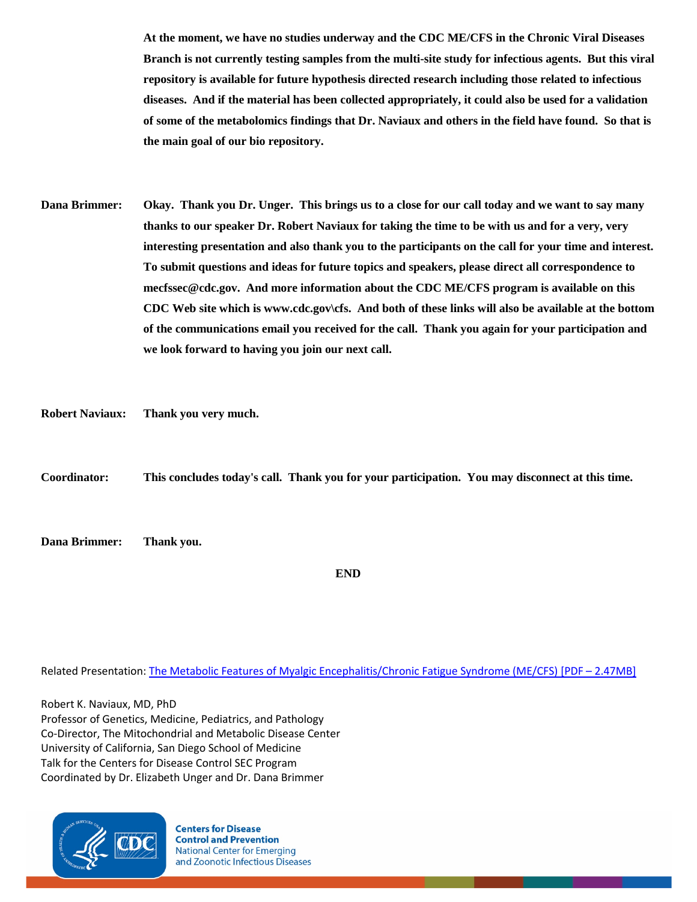**At the moment, we have no studies underway and the CDC ME/CFS in the Chronic Viral Diseases Branch is not currently testing samples from the multi-site study for infectious agents. But this viral repository is available for future hypothesis directed research including those related to infectious diseases. And if the material has been collected appropriately, it could also be used for a validation of some of the metabolomics findings that Dr. Naviaux and others in the field have found. So that is the main goal of our bio repository.**

**Dana Brimmer:** **Okay. Thank you Dr. Unger. This brings us to a close for our call today and we want to say many thanks to our speaker Dr. Robert Naviaux for taking the time to be with us and for a very, very interesting presentation and also thank you to the participants on the call for your time and interest. To submit questions and ideas for future topics and speakers, please direct all correspondence to mecfssec@cdc.gov. And more information about the CDC ME/CFS program is available on this CDC Web site which is www.cdc.gov\cfs. And both of these links will also be available at the bottom of the communications email you received for the call. Thank you again for your participation and we look forward to having you join our next call.**

**Robert Naviaux:** **Thank you very much.**

**Coordinator:** **This concludes today's call. Thank you for your participation. You may disconnect at this time.**

**Dana Brimmer:** **Thank you.**

**END**

Related Presentation: [The Metabolic Features of Myalgic Encephalitis/Chronic Fatigue Syndrome (ME/CFS) [PDF – 2.47MB]]

Robert K. Naviaux, MD, PhD
Professor of Genetics, Medicine, Pediatrics, and Pathology
Co-Director, The Mitochondrial and Metabolic Disease Center
University of California, San Diego School of Medicine
Talk for the Centers for Disease Control SEC Program
Coordinated by Dr. Elizabeth Unger and Dr. Dana Brimmer

Centers for Disease Control and Prevention
National Center for Emerging and Zoonotic Infectious Diseases